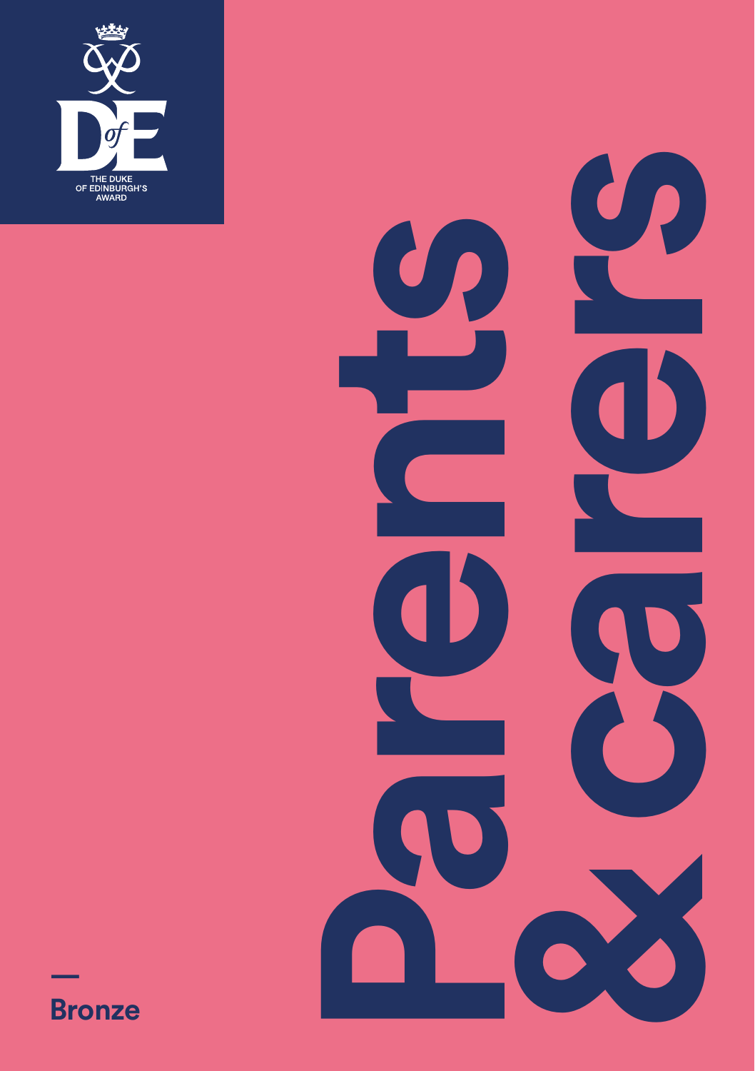THE DUKE OF EDINBURGH'S AWARD

# Parents & carers

Bronze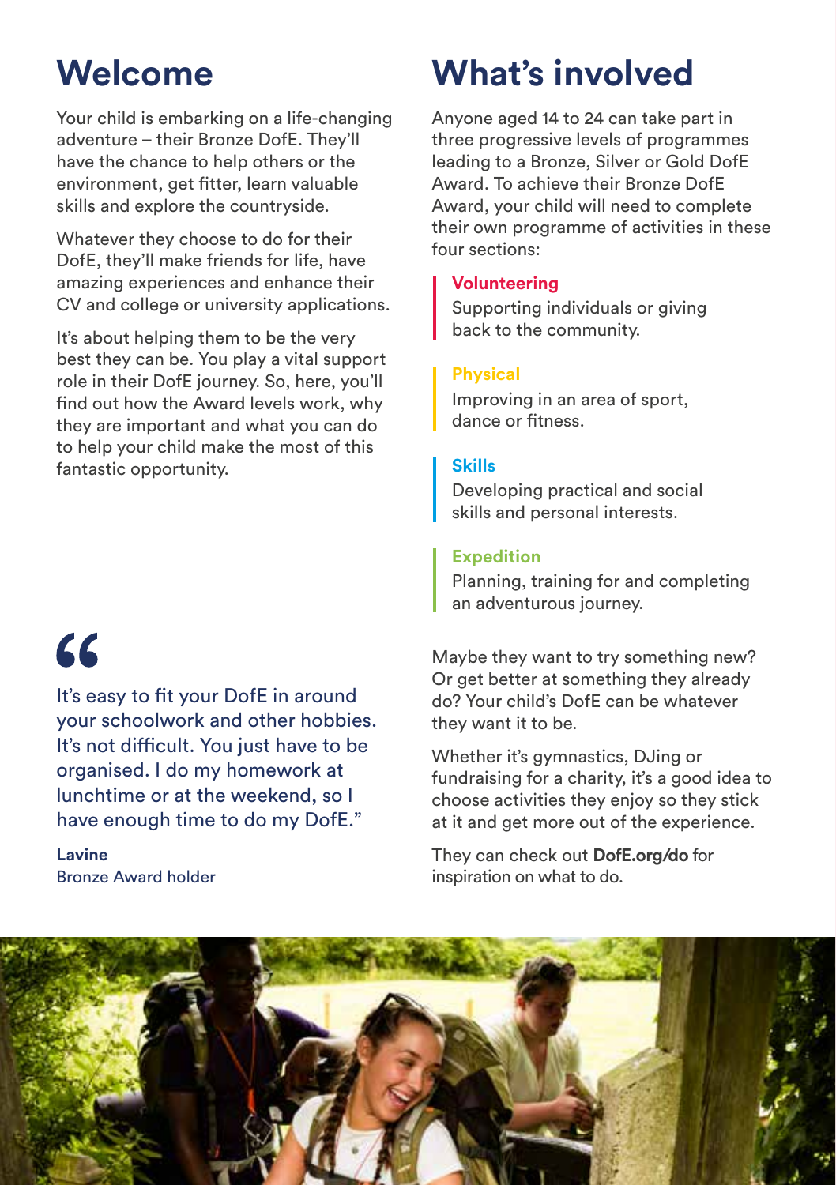# Welcome

Your child is embarking on a life-changing adventure – their Bronze DofE. They'll have the chance to help others or the environment, get fitter, learn valuable skills and explore the countryside.

Whatever they choose to do for their DofE, they'll make friends for life, have amazing experiences and enhance their CV and college or university applications.

It's about helping them to be the very best they can be. You play a vital support role in their DofE journey. So, here, you'll find out how the Award levels work, why they are important and what you can do to help your child make the most of this fantastic opportunity.

> "It's easy to fit your DofE in around your schoolwork and other hobbies. It's not difficult. You just have to be organised. I do my homework at lunchtime or at the weekend, so I have enough time to do my DofE."
>
> **Lavine**
> Bronze Award holder

# What's involved

Anyone aged 14 to 24 can take part in three progressive levels of programmes leading to a Bronze, Silver or Gold DofE Award. To achieve their Bronze DofE Award, your child will need to complete their own programme of activities in these four sections:

**Volunteering**
Supporting individuals or giving back to the community.

**Physical**
Improving in an area of sport, dance or fitness.

**Skills**
Developing practical and social skills and personal interests.

**Expedition**
Planning, training for and completing an adventurous journey.

Maybe they want to try something new? Or get better at something they already do? Your child's DofE can be whatever they want it to be.

Whether it's gymnastics, DJing or fundraising for a charity, it's a good idea to choose activities they enjoy so they stick at it and get more out of the experience.

They can check out **DofE.org/do** for inspiration on what to do.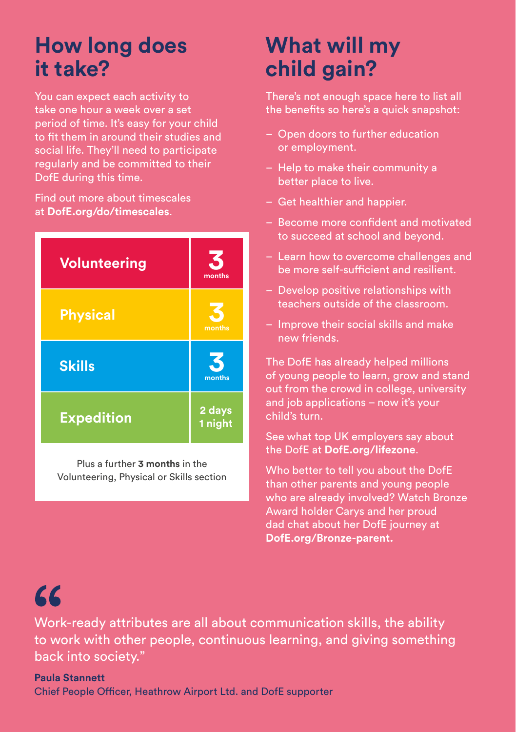## How long does it take?

You can expect each activity to take one hour a week over a set period of time. It's easy for your child to fit them in around their studies and social life. They'll need to participate regularly and be committed to their DofE during this time.

Find out more about timescales at **DofE.org/do/timescales**.

| Section | Duration |
| --- | --- |
| Volunteering | 3 months |
| Physical | 3 months |
| Skills | 3 months |
| Expedition | 2 days 1 night |

Plus a further **3 months** in the Volunteering, Physical or Skills section

## What will my child gain?

There's not enough space here to list all the benefits so here's a quick snapshot:

- Open doors to further education or employment.
- Help to make their community a better place to live.
- Get healthier and happier.
- Become more confident and motivated to succeed at school and beyond.
- Learn how to overcome challenges and be more self-sufficient and resilient.
- Develop positive relationships with teachers outside of the classroom.
- Improve their social skills and make new friends.

The DofE has already helped millions of young people to learn, grow and stand out from the crowd in college, university and job applications – now it's your child's turn.

See what top UK employers say about the DofE at **DofE.org/lifezone**.

Who better to tell you about the DofE than other parents and young people who are already involved? Watch Bronze Award holder Carys and her proud dad chat about her DofE journey at **DofE.org/Bronze-parent.**

> "Work-ready attributes are all about communication skills, the ability to work with other people, continuous learning, and giving something back into society."

**Paula Stannett**
Chief People Officer, Heathrow Airport Ltd. and DofE supporter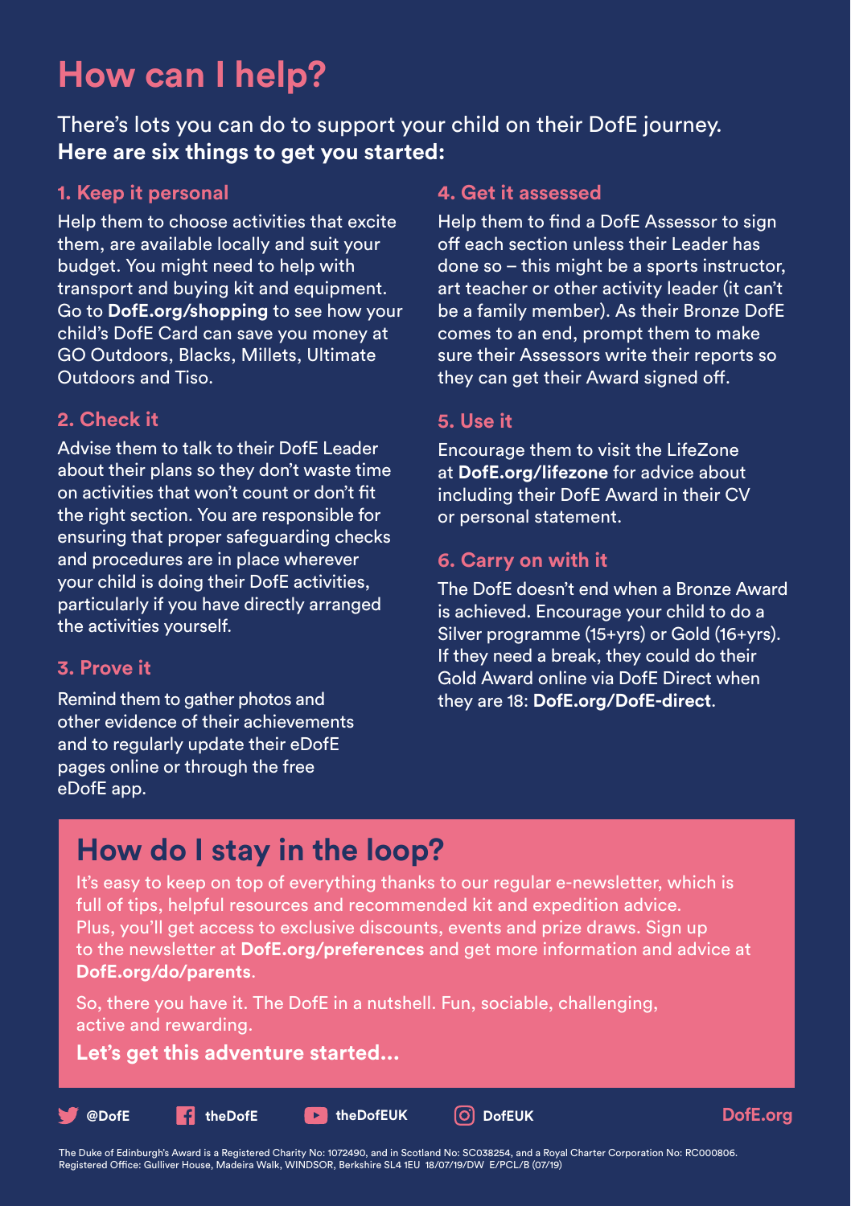# How can I help?

There's lots you can do to support your child on their DofE journey.
**Here are six things to get you started:**

## 1. Keep it personal

Help them to choose activities that excite them, are available locally and suit your budget. You might need to help with transport and buying kit and equipment. Go to **DofE.org/shopping** to see how your child's DofE Card can save you money at GO Outdoors, Blacks, Millets, Ultimate Outdoors and Tiso.

## 2. Check it

Advise them to talk to their DofE Leader about their plans so they don't waste time on activities that won't count or don't fit the right section. You are responsible for ensuring that proper safeguarding checks and procedures are in place wherever your child is doing their DofE activities, particularly if you have directly arranged the activities yourself.

## 3. Prove it

Remind them to gather photos and other evidence of their achievements and to regularly update their eDofE pages online or through the free eDofE app.

## 4. Get it assessed

Help them to find a DofE Assessor to sign off each section unless their Leader has done so – this might be a sports instructor, art teacher or other activity leader (it can't be a family member). As their Bronze DofE comes to an end, prompt them to make sure their Assessors write their reports so they can get their Award signed off.

## 5. Use it

Encourage them to visit the LifeZone at **DofE.org/lifezone** for advice about including their DofE Award in their CV or personal statement.

## 6. Carry on with it

The DofE doesn't end when a Bronze Award is achieved. Encourage your child to do a Silver programme (15+yrs) or Gold (16+yrs). If they need a break, they could do their Gold Award online via DofE Direct when they are 18: **DofE.org/DofE-direct**.

# How do I stay in the loop?

It's easy to keep on top of everything thanks to our regular e-newsletter, which is full of tips, helpful resources and recommended kit and expedition advice. Plus, you'll get access to exclusive discounts, events and prize draws. Sign up to the newsletter at **DofE.org/preferences** and get more information and advice at **DofE.org/do/parents**.

So, there you have it. The DofE in a nutshell. Fun, sociable, challenging, active and rewarding.

**Let's get this adventure started...**

@DofE theDofE theDofEUK DofEUK **DofE.org**

The Duke of Edinburgh's Award is a Registered Charity No: 1072490, and in Scotland No: SC038254, and a Royal Charter Corporation No: RC000806. Registered Office: Gulliver House, Madeira Walk, WINDSOR, Berkshire SL4 1EU 18/07/19/DW E/PCL/B (07/19)